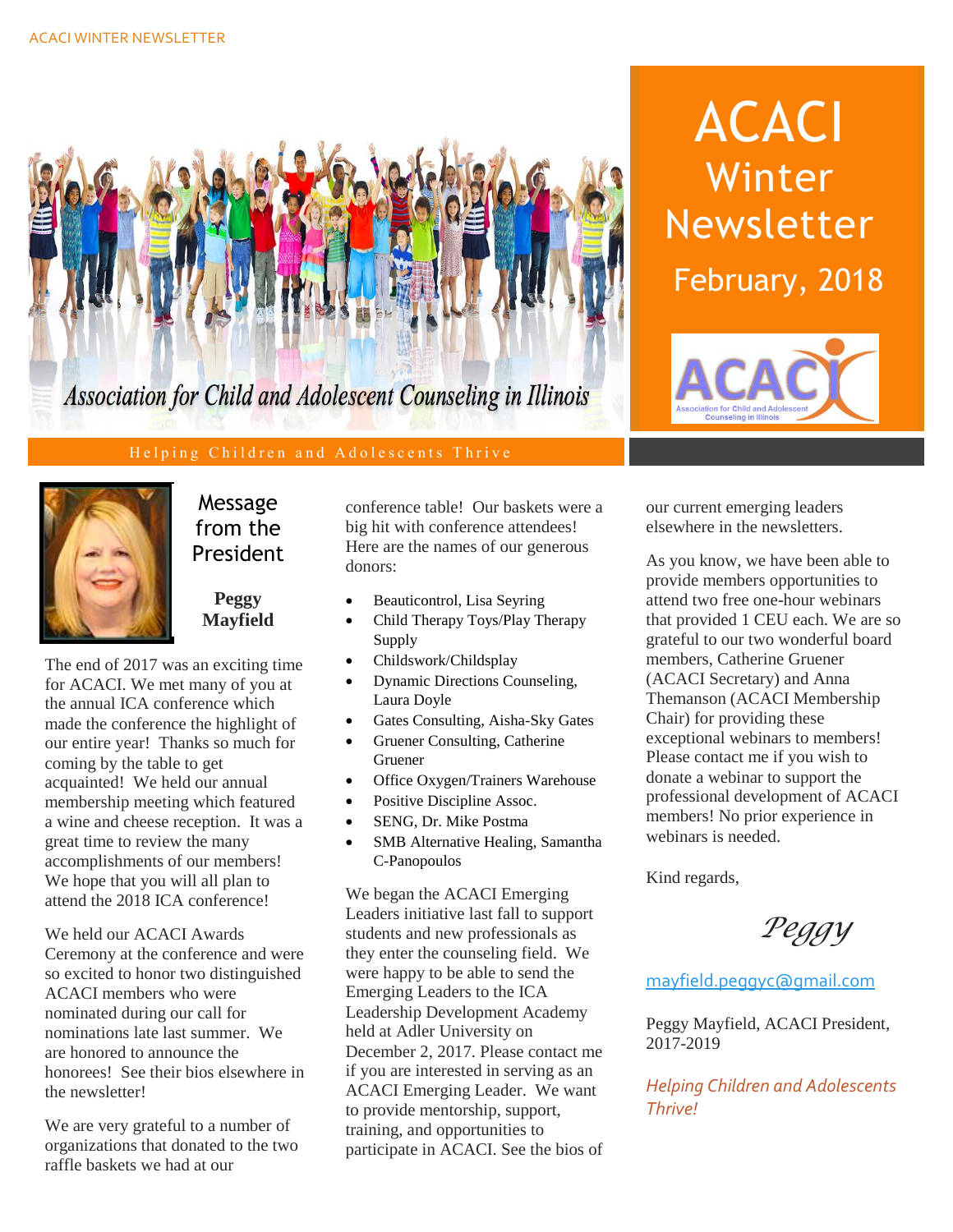# ACACI Winter Newsletter

## February, 2018

Association for Child and Adolescent Counseling in Illinois

Helping Children and Adolescents Thrive

## Message from the President

**Peggy Mayfield**

The end of 2017 was an exciting time for ACACI. We met many of you at the annual ICA conference which made the conference the highlight of our entire year! Thanks so much for coming by the table to get acquainted! We held our annual membership meeting which featured a wine and cheese reception. It was a great time to review the many accomplishments of our members! We hope that you will all plan to attend the 2018 ICA conference!

We held our ACACI Awards Ceremony at the conference and were so excited to honor two distinguished ACACI members who were nominated during our call for nominations late last summer. We are honored to announce the honorees! See their bios elsewhere in the newsletter!

We are very grateful to a number of organizations that donated to the two raffle baskets we had at our conference table! Our baskets were a big hit with conference attendees! Here are the names of our generous donors:

- Beauticontrol, Lisa Seyring
- Child Therapy Toys/Play Therapy Supply
- Childswork/Childsplay
- Dynamic Directions Counseling, Laura Doyle
- Gates Consulting, Aisha-Sky Gates
- Gruener Consulting, Catherine Gruener
- Office Oxygen/Trainers Warehouse
- Positive Discipline Assoc.
- SENG, Dr. Mike Postma
- SMB Alternative Healing, Samantha C-Panopoulos

We began the ACACI Emerging Leaders initiative last fall to support students and new professionals as they enter the counseling field. We were happy to be able to send the Emerging Leaders to the ICA Leadership Development Academy held at Adler University on December 2, 2017. Please contact me if you are interested in serving as an ACACI Emerging Leader. We want to provide mentorship, support, training, and opportunities to participate in ACACI. See the bios of our current emerging leaders elsewhere in the newsletters.

As you know, we have been able to provide members opportunities to attend two free one-hour webinars that provided 1 CEU each. We are so grateful to our two wonderful board members, Catherine Gruener (ACACI Secretary) and Anna Themanson (ACACI Membership Chair) for providing these exceptional webinars to members! Please contact me if you wish to donate a webinar to support the professional development of ACACI members! No prior experience in webinars is needed.

Kind regards,

*Peggy*

mayfield.peggyc@gmail.com

Peggy Mayfield, ACACI President, 2017-2019

*Helping Children and Adolescents Thrive!*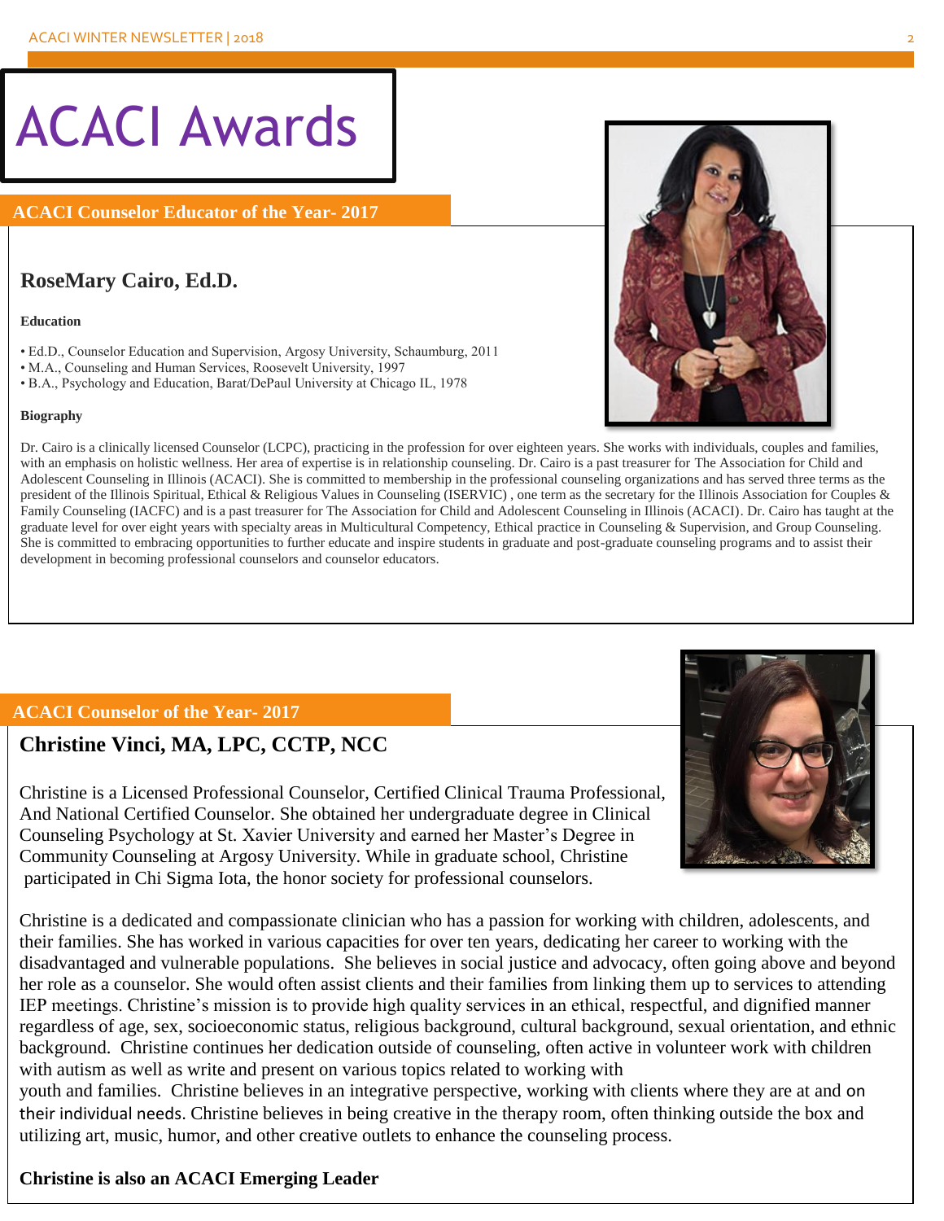# ACACI Awards

## ACACI Counselor Educator of the Year- 2017

### RoseMary Cairo, Ed.D.

**Education**

- Ed.D., Counselor Education and Supervision, Argosy University, Schaumburg, 2011
- M.A., Counseling and Human Services, Roosevelt University, 1997
- B.A., Psychology and Education, Barat/DePaul University at Chicago IL, 1978

**Biography**

Dr. Cairo is a clinically licensed Counselor (LCPC), practicing in the profession for over eighteen years. She works with individuals, couples and families, with an emphasis on holistic wellness. Her area of expertise is in relationship counseling. Dr. Cairo is a past treasurer for The Association for Child and Adolescent Counseling in Illinois (ACACI). She is committed to membership in the professional counseling organizations and has served three terms as the president of the Illinois Spiritual, Ethical & Religious Values in Counseling (ISERVIC) , one term as the secretary for the Illinois Association for Couples & Family Counseling (IACFC) and is a past treasurer for The Association for Child and Adolescent Counseling in Illinois (ACACI). Dr. Cairo has taught at the graduate level for over eight years with specialty areas in Multicultural Competency, Ethical practice in Counseling & Supervision, and Group Counseling. She is committed to embracing opportunities to further educate and inspire students in graduate and post-graduate counseling programs and to assist their development in becoming professional counselors and counselor educators.

## ACACI Counselor of the Year- 2017

### Christine Vinci, MA, LPC, CCTP, NCC

Christine is a Licensed Professional Counselor, Certified Clinical Trauma Professional, And National Certified Counselor. She obtained her undergraduate degree in Clinical Counseling Psychology at St. Xavier University and earned her Master's Degree in Community Counseling at Argosy University. While in graduate school, Christine participated in Chi Sigma Iota, the honor society for professional counselors.

Christine is a dedicated and compassionate clinician who has a passion for working with children, adolescents, and their families. She has worked in various capacities for over ten years, dedicating her career to working with the disadvantaged and vulnerable populations. She believes in social justice and advocacy, often going above and beyond her role as a counselor. She would often assist clients and their families from linking them up to services to attending IEP meetings. Christine's mission is to provide high quality services in an ethical, respectful, and dignified manner regardless of age, sex, socioeconomic status, religious background, cultural background, sexual orientation, and ethnic background. Christine continues her dedication outside of counseling, often active in volunteer work with children with autism as well as write and present on various topics related to working with youth and families. Christine believes in an integrative perspective, working with clients where they are at and on their individual needs. Christine believes in being creative in the therapy room, often thinking outside the box and utilizing art, music, humor, and other creative outlets to enhance the counseling process.

**Christine is also an ACACI Emerging Leader**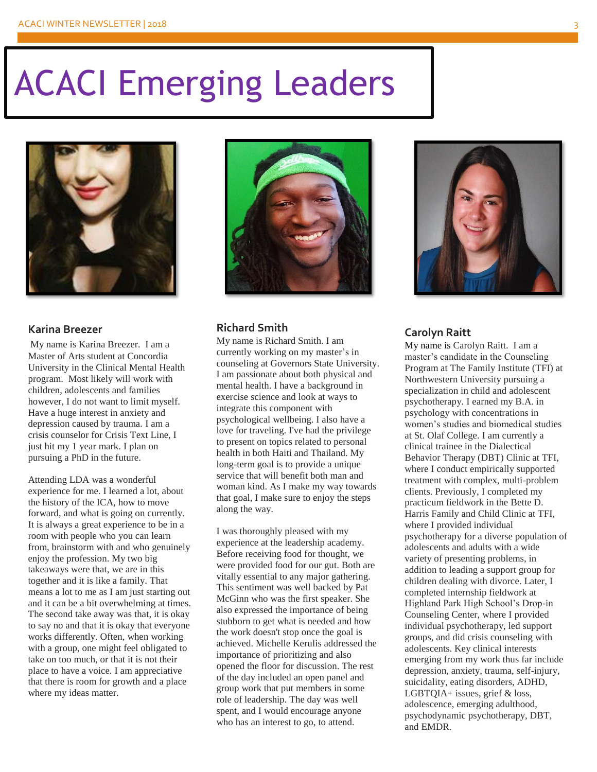# ACACI Emerging Leaders

### Karina Breezer

My name is Karina Breezer. I am a Master of Arts student at Concordia University in the Clinical Mental Health program. Most likely will work with children, adolescents and families however, I do not want to limit myself. Have a huge interest in anxiety and depression caused by trauma. I am a crisis counselor for Crisis Text Line, I just hit my 1 year mark. I plan on pursuing a PhD in the future.

Attending LDA was a wonderful experience for me. I learned a lot, about the history of the ICA, how to move forward, and what is going on currently. It is always a great experience to be in a room with people who you can learn from, brainstorm with and who genuinely enjoy the profession. My two big takeaways were that, we are in this together and it is like a family. That means a lot to me as I am just starting out and it can be a bit overwhelming at times. The second take away was that, it is okay to say no and that it is okay that everyone works differently. Often, when working with a group, one might feel obligated to take on too much, or that it is not their place to have a voice. I am appreciative that there is room for growth and a place where my ideas matter.

### Richard Smith

My name is Richard Smith. I am currently working on my master's in counseling at Governors State University. I am passionate about both physical and mental health. I have a background in exercise science and look at ways to integrate this component with psychological wellbeing. I also have a love for traveling. I've had the privilege to present on topics related to personal health in both Haiti and Thailand. My long-term goal is to provide a unique service that will benefit both man and woman kind. As I make my way towards that goal, I make sure to enjoy the steps along the way.

I was thoroughly pleased with my experience at the leadership academy. Before receiving food for thought, we were provided food for our gut. Both are vitally essential to any major gathering. This sentiment was well backed by Pat McGinn who was the first speaker. She also expressed the importance of being stubborn to get what is needed and how the work doesn't stop once the goal is achieved. Michelle Kerulis addressed the importance of prioritizing and also opened the floor for discussion. The rest of the day included an open panel and group work that put members in some role of leadership. The day was well spent, and I would encourage anyone who has an interest to go, to attend.

### Carolyn Raitt

My name is Carolyn Raitt. I am a master's candidate in the Counseling Program at The Family Institute (TFI) at Northwestern University pursuing a specialization in child and adolescent psychotherapy. I earned my B.A. in psychology with concentrations in women's studies and biomedical studies at St. Olaf College. I am currently a clinical trainee in the Dialectical Behavior Therapy (DBT) Clinic at TFI, where I conduct empirically supported treatment with complex, multi-problem clients. Previously, I completed my practicum fieldwork in the Bette D. Harris Family and Child Clinic at TFI, where I provided individual psychotherapy for a diverse population of adolescents and adults with a wide variety of presenting problems, in addition to leading a support group for children dealing with divorce. Later, I completed internship fieldwork at Highland Park High School's Drop-in Counseling Center, where I provided individual psychotherapy, led support groups, and did crisis counseling with adolescents. Key clinical interests emerging from my work thus far include depression, anxiety, trauma, self-injury, suicidality, eating disorders, ADHD, LGBTQIA+ issues, grief & loss, adolescence, emerging adulthood, psychodynamic psychotherapy, DBT, and EMDR.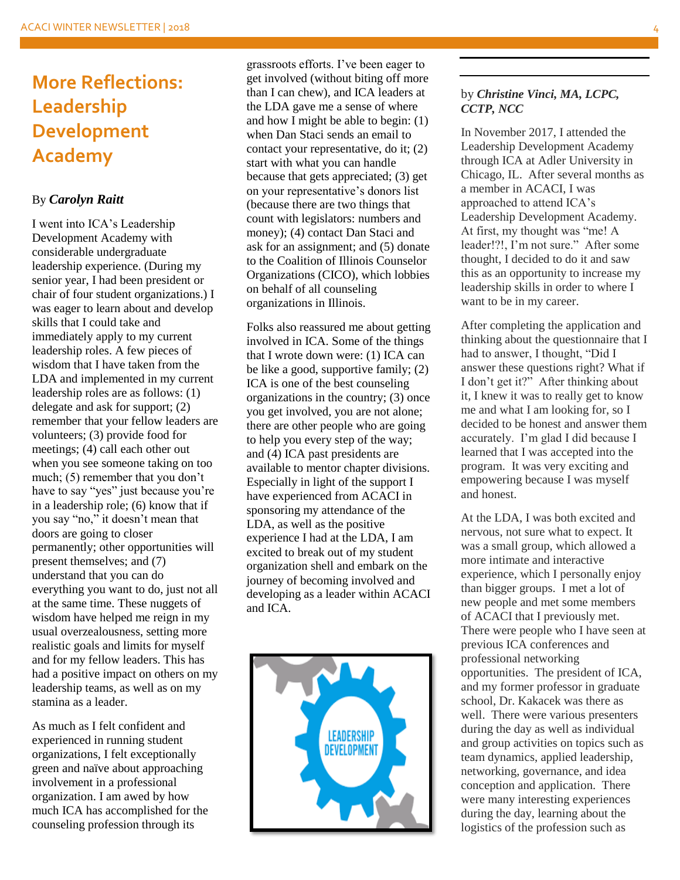# More Reflections: Leadership Development Academy

By ***Carolyn Raitt***

I went into ICA's Leadership Development Academy with considerable undergraduate leadership experience. (During my senior year, I had been president or chair of four student organizations.) I was eager to learn about and develop skills that I could take and immediately apply to my current leadership roles. A few pieces of wisdom that I have taken from the LDA and implemented in my current leadership roles are as follows: (1) delegate and ask for support; (2) remember that your fellow leaders are volunteers; (3) provide food for meetings; (4) call each other out when you see someone taking on too much; (5) remember that you don't have to say "yes" just because you're in a leadership role; (6) know that if you say "no," it doesn't mean that doors are going to closer permanently; other opportunities will present themselves; and (7) understand that you can do everything you want to do, just not all at the same time. These nuggets of wisdom have helped me reign in my usual overzealousness, setting more realistic goals and limits for myself and for my fellow leaders. This has had a positive impact on others on my leadership teams, as well as on my stamina as a leader.

As much as I felt confident and experienced in running student organizations, I felt exceptionally green and naïve about approaching involvement in a professional organization. I am awed by how much ICA has accomplished for the counseling profession through its grassroots efforts. I've been eager to get involved (without biting off more than I can chew), and ICA leaders at the LDA gave me a sense of where and how I might be able to begin: (1) when Dan Staci sends an email to contact your representative, do it; (2) start with what you can handle because that gets appreciated; (3) get on your representative's donors list (because there are two things that count with legislators: numbers and money); (4) contact Dan Staci and ask for an assignment; and (5) donate to the Coalition of Illinois Counselor Organizations (CICO), which lobbies on behalf of all counseling organizations in Illinois.

Folks also reassured me about getting involved in ICA. Some of the things that I wrote down were: (1) ICA can be like a good, supportive family; (2) ICA is one of the best counseling organizations in the country; (3) once you get involved, you are not alone; there are other people who are going to help you every step of the way; and (4) ICA past presidents are available to mentor chapter divisions. Especially in light of the support I have experienced from ACACI in sponsoring my attendance of the LDA, as well as the positive experience I had at the LDA, I am excited to break out of my student organization shell and embark on the journey of becoming involved and developing as a leader within ACACI and ICA.

---

by ***Christine Vinci, MA, LCPC, CCTP, NCC***

In November 2017, I attended the Leadership Development Academy through ICA at Adler University in Chicago, IL. After several months as a member in ACACI, I was approached to attend ICA's Leadership Development Academy. At first, my thought was "me! A leader!?!, I'm not sure." After some thought, I decided to do it and saw this as an opportunity to increase my leadership skills in order to where I want to be in my career.

After completing the application and thinking about the questionnaire that I had to answer, I thought, "Did I answer these questions right? What if I don't get it?" After thinking about it, I knew it was to really get to know me and what I am looking for, so I decided to be honest and answer them accurately. I'm glad I did because I learned that I was accepted into the program. It was very exciting and empowering because I was myself and honest.

At the LDA, I was both excited and nervous, not sure what to expect. It was a small group, which allowed a more intimate and interactive experience, which I personally enjoy than bigger groups. I met a lot of new people and met some members of ACACI that I previously met. There were people who I have seen at previous ICA conferences and professional networking opportunities. The president of ICA, and my former professor in graduate school, Dr. Kakacek was there as well. There were various presenters during the day as well as individual and group activities on topics such as team dynamics, applied leadership, networking, governance, and idea conception and application. There were many interesting experiences during the day, learning about the logistics of the profession such as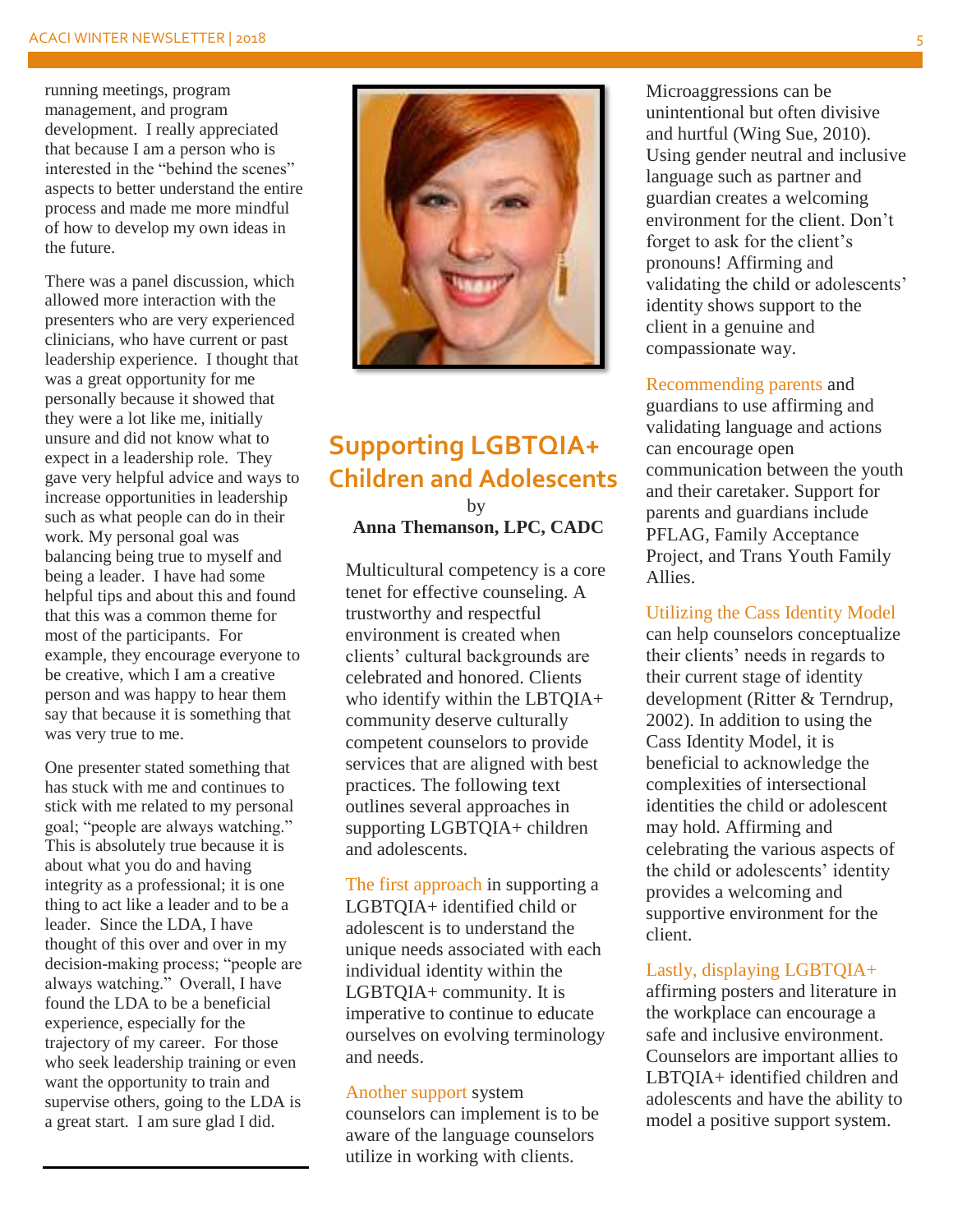running meetings, program management, and program development. I really appreciated that because I am a person who is interested in the "behind the scenes" aspects to better understand the entire process and made me more mindful of how to develop my own ideas in the future.

There was a panel discussion, which allowed more interaction with the presenters who are very experienced clinicians, who have current or past leadership experience. I thought that was a great opportunity for me personally because it showed that they were a lot like me, initially unsure and did not know what to expect in a leadership role. They gave very helpful advice and ways to increase opportunities in leadership such as what people can do in their work. My personal goal was balancing being true to myself and being a leader. I have had some helpful tips and about this and found that this was a common theme for most of the participants. For example, they encourage everyone to be creative, which I am a creative person and was happy to hear them say that because it is something that was very true to me.

One presenter stated something that has stuck with me and continues to stick with me related to my personal goal; "people are always watching." This is absolutely true because it is about what you do and having integrity as a professional; it is one thing to act like a leader and to be a leader. Since the LDA, I have thought of this over and over in my decision-making process; "people are always watching." Overall, I have found the LDA to be a beneficial experience, especially for the trajectory of my career. For those who seek leadership training or even want the opportunity to train and supervise others, going to the LDA is a great start. I am sure glad I did.

## Supporting LGBTQIA+ Children and Adolescents

by
**Anna Themanson, LPC, CADC**

Multicultural competency is a core tenet for effective counseling. A trustworthy and respectful environment is created when clients' cultural backgrounds are celebrated and honored. Clients who identify within the LBTQIA+ community deserve culturally competent counselors to provide services that are aligned with best practices. The following text outlines several approaches in supporting LGBTQIA+ children and adolescents.

The first approach in supporting a LGBTQIA+ identified child or adolescent is to understand the unique needs associated with each individual identity within the LGBTQIA+ community. It is imperative to continue to educate ourselves on evolving terminology and needs.

Another support system counselors can implement is to be aware of the language counselors utilize in working with clients. Microaggressions can be unintentional but often divisive and hurtful (Wing Sue, 2010). Using gender neutral and inclusive language such as partner and guardian creates a welcoming environment for the client. Don't forget to ask for the client's pronouns! Affirming and validating the child or adolescents' identity shows support to the client in a genuine and compassionate way.

Recommending parents and guardians to use affirming and validating language and actions can encourage open communication between the youth and their caretaker. Support for parents and guardians include PFLAG, Family Acceptance Project, and Trans Youth Family Allies.

Utilizing the Cass Identity Model can help counselors conceptualize their clients' needs in regards to their current stage of identity development (Ritter & Terndrup, 2002). In addition to using the Cass Identity Model, it is beneficial to acknowledge the complexities of intersectional identities the child or adolescent may hold. Affirming and celebrating the various aspects of the child or adolescents' identity provides a welcoming and supportive environment for the client.

Lastly, displaying LGBTQIA+ affirming posters and literature in the workplace can encourage a safe and inclusive environment. Counselors are important allies to LBTQIA+ identified children and adolescents and have the ability to model a positive support system.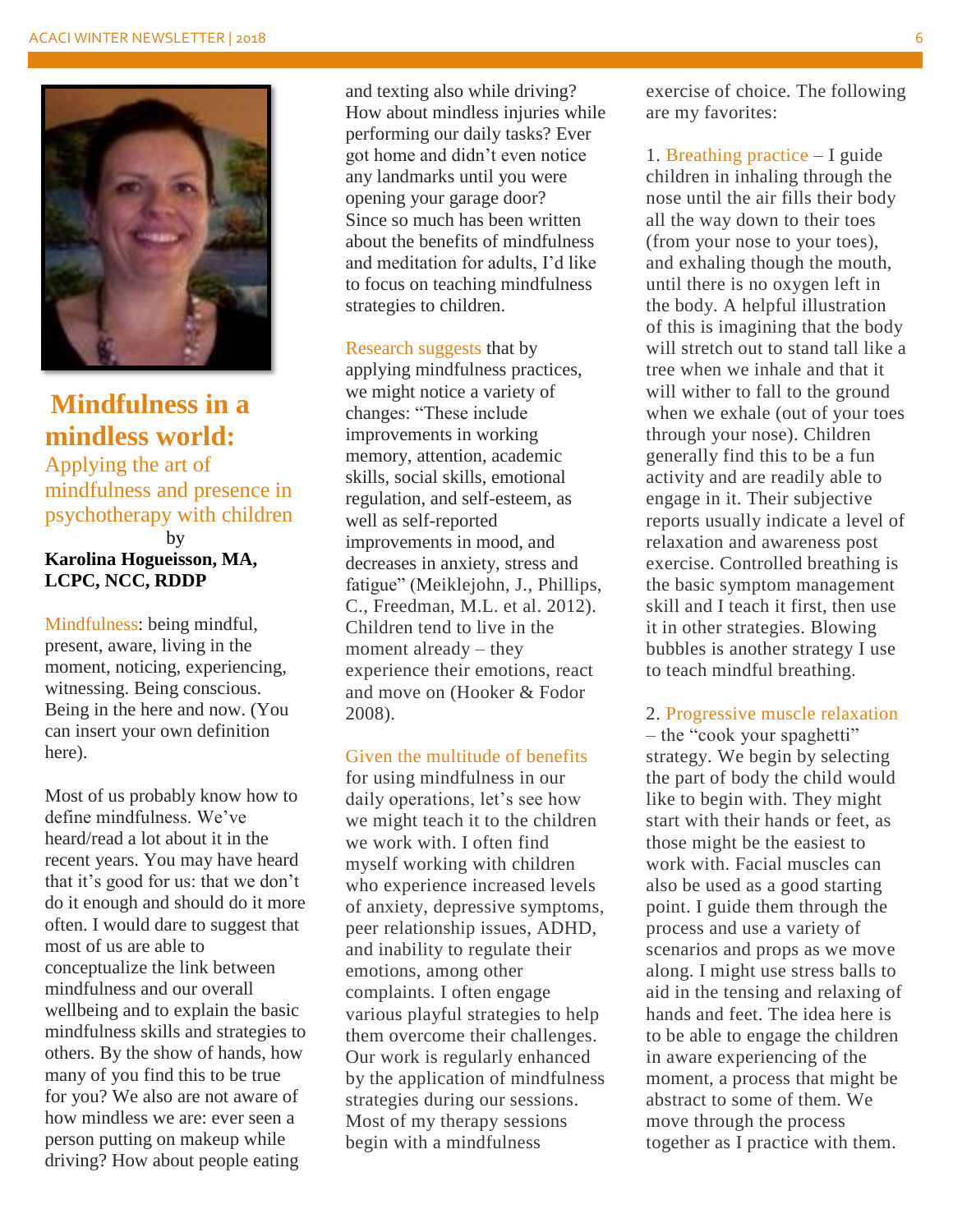# Mindfulness in a mindless world:

## Applying the art of mindfulness and presence in psychotherapy with children

by

**Karolina Hogueisson, MA, LCPC, NCC, RDDP**

Mindfulness: being mindful, present, aware, living in the moment, noticing, experiencing, witnessing. Being conscious. Being in the here and now. (You can insert your own definition here).

Most of us probably know how to define mindfulness. We've heard/read a lot about it in the recent years. You may have heard that it's good for us: that we don't do it enough and should do it more often. I would dare to suggest that most of us are able to conceptualize the link between mindfulness and our overall wellbeing and to explain the basic mindfulness skills and strategies to others. By the show of hands, how many of you find this to be true for you? We also are not aware of how mindless we are: ever seen a person putting on makeup while driving? How about people eating and texting also while driving? How about mindless injuries while performing our daily tasks? Ever got home and didn't even notice any landmarks until you were opening your garage door? Since so much has been written about the benefits of mindfulness and meditation for adults, I'd like to focus on teaching mindfulness strategies to children.

Research suggests that by applying mindfulness practices, we might notice a variety of changes: "These include improvements in working memory, attention, academic skills, social skills, emotional regulation, and self-esteem, as well as self-reported improvements in mood, and decreases in anxiety, stress and fatigue" (Meiklejohn, J., Phillips, C., Freedman, M.L. et al. 2012). Children tend to live in the moment already – they experience their emotions, react and move on (Hooker & Fodor 2008).

Given the multitude of benefits for using mindfulness in our daily operations, let's see how we might teach it to the children we work with. I often find myself working with children who experience increased levels of anxiety, depressive symptoms, peer relationship issues, ADHD, and inability to regulate their emotions, among other complaints. I often engage various playful strategies to help them overcome their challenges. Our work is regularly enhanced by the application of mindfulness strategies during our sessions. Most of my therapy sessions begin with a mindfulness exercise of choice. The following are my favorites:

1. Breathing practice – I guide children in inhaling through the nose until the air fills their body all the way down to their toes (from your nose to your toes), and exhaling though the mouth, until there is no oxygen left in the body. A helpful illustration of this is imagining that the body will stretch out to stand tall like a tree when we inhale and that it will wither to fall to the ground when we exhale (out of your toes through your nose). Children generally find this to be a fun activity and are readily able to engage in it. Their subjective reports usually indicate a level of relaxation and awareness post exercise. Controlled breathing is the basic symptom management skill and I teach it first, then use it in other strategies. Blowing bubbles is another strategy I use to teach mindful breathing.

2. Progressive muscle relaxation – the "cook your spaghetti" strategy. We begin by selecting the part of body the child would like to begin with. They might start with their hands or feet, as those might be the easiest to work with. Facial muscles can also be used as a good starting point. I guide them through the process and use a variety of scenarios and props as we move along. I might use stress balls to aid in the tensing and relaxing of hands and feet. The idea here is to be able to engage the children in aware experiencing of the moment, a process that might be abstract to some of them. We move through the process together as I practice with them.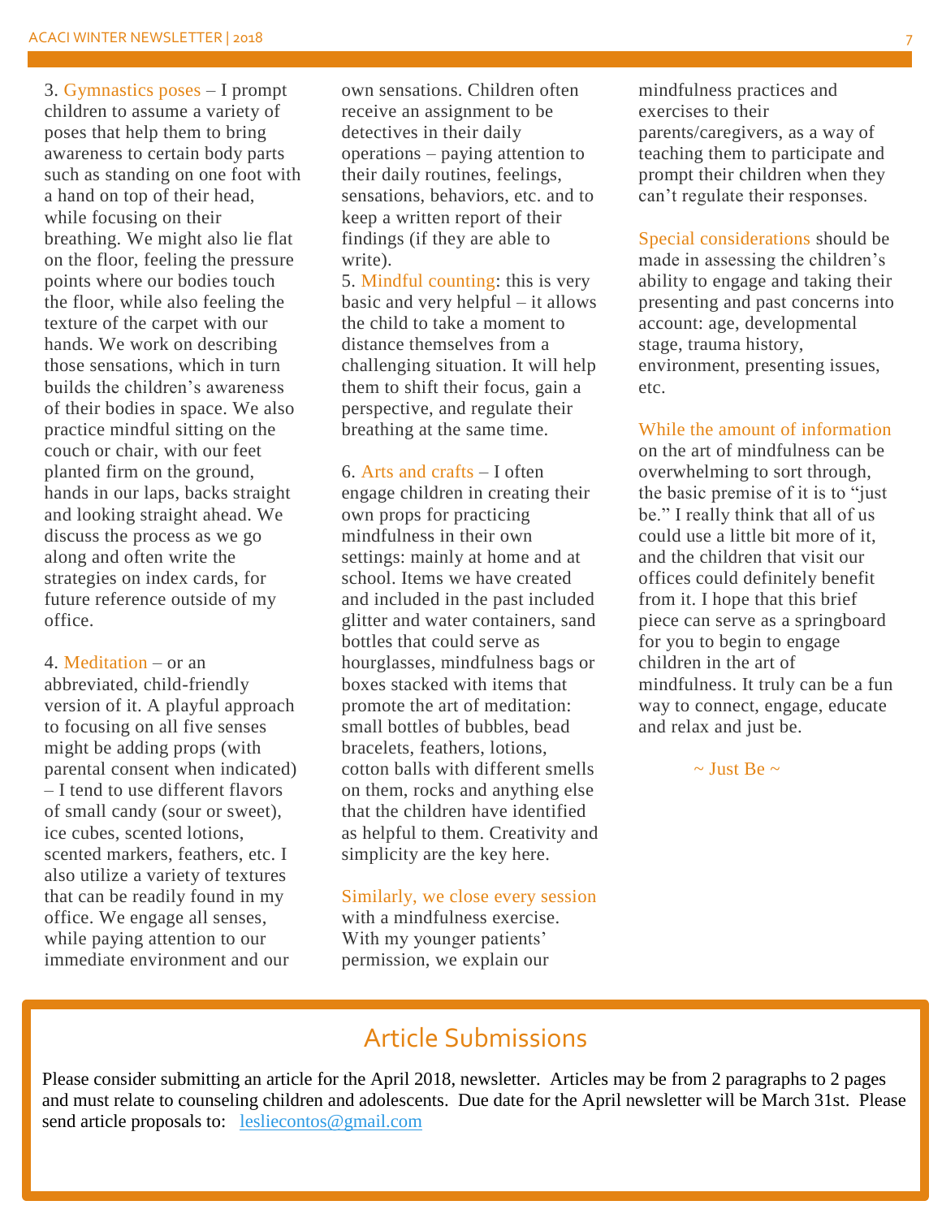3. Gymnastics poses – I prompt children to assume a variety of poses that help them to bring awareness to certain body parts such as standing on one foot with a hand on top of their head, while focusing on their breathing. We might also lie flat on the floor, feeling the pressure points where our bodies touch the floor, while also feeling the texture of the carpet with our hands. We work on describing those sensations, which in turn builds the children's awareness of their bodies in space. We also practice mindful sitting on the couch or chair, with our feet planted firm on the ground, hands in our laps, backs straight and looking straight ahead. We discuss the process as we go along and often write the strategies on index cards, for future reference outside of my office.

4. Meditation – or an abbreviated, child-friendly version of it. A playful approach to focusing on all five senses might be adding props (with parental consent when indicated) – I tend to use different flavors of small candy (sour or sweet), ice cubes, scented lotions, scented markers, feathers, etc. I also utilize a variety of textures that can be readily found in my office. We engage all senses, while paying attention to our immediate environment and our own sensations. Children often receive an assignment to be detectives in their daily operations – paying attention to their daily routines, feelings, sensations, behaviors, etc. and to keep a written report of their findings (if they are able to write).

5. Mindful counting: this is very basic and very helpful – it allows the child to take a moment to distance themselves from a challenging situation. It will help them to shift their focus, gain a perspective, and regulate their breathing at the same time.

6. Arts and crafts – I often engage children in creating their own props for practicing mindfulness in their own settings: mainly at home and at school. Items we have created and included in the past included glitter and water containers, sand bottles that could serve as hourglasses, mindfulness bags or boxes stacked with items that promote the art of meditation: small bottles of bubbles, bead bracelets, feathers, lotions, cotton balls with different smells on them, rocks and anything else that the children have identified as helpful to them. Creativity and simplicity are the key here.

Similarly, we close every session with a mindfulness exercise. With my younger patients' permission, we explain our mindfulness practices and exercises to their parents/caregivers, as a way of teaching them to participate and prompt their children when they can't regulate their responses.

Special considerations should be made in assessing the children's ability to engage and taking their presenting and past concerns into account: age, developmental stage, trauma history, environment, presenting issues, etc.

While the amount of information on the art of mindfulness can be overwhelming to sort through, the basic premise of it is to "just be." I really think that all of us could use a little bit more of it, and the children that visit our offices could definitely benefit from it. I hope that this brief piece can serve as a springboard for you to begin to engage children in the art of mindfulness. It truly can be a fun way to connect, engage, educate and relax and just be.

~ Just Be ~

## Article Submissions

Please consider submitting an article for the April 2018, newsletter. Articles may be from 2 paragraphs to 2 pages and must relate to counseling children and adolescents. Due date for the April newsletter will be March 31st. Please send article proposals to: lesliecontos@gmail.com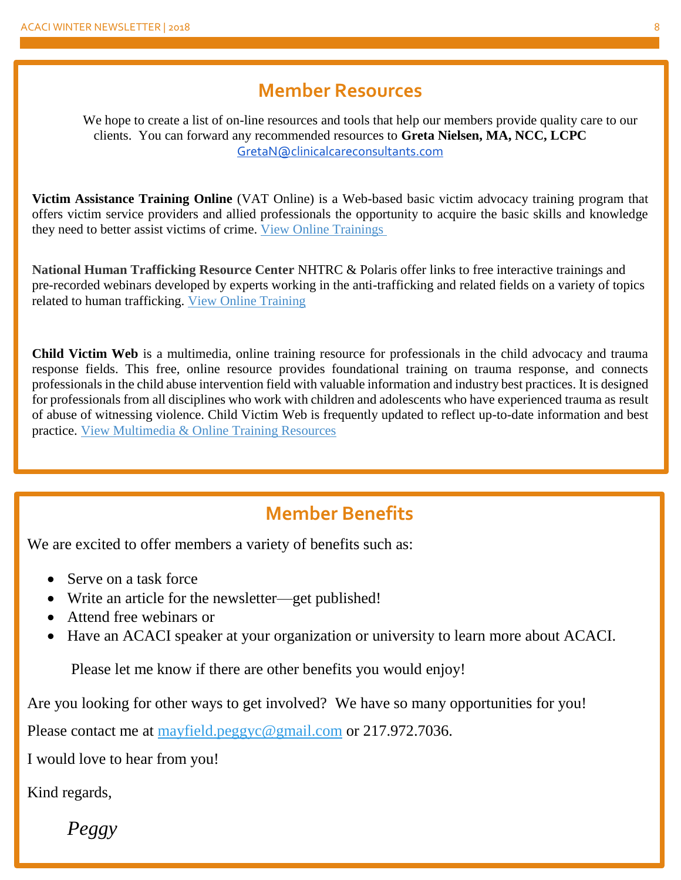## Member Resources

We hope to create a list of on-line resources and tools that help our members provide quality care to our clients. You can forward any recommended resources to **Greta Nielsen, MA, NCC, LCPC** GretaN@clinicalcareconsultants.com

**Victim Assistance Training Online** (VAT Online) is a Web-based basic victim advocacy training program that offers victim service providers and allied professionals the opportunity to acquire the basic skills and knowledge they need to better assist victims of crime. View Online Trainings

**National Human Trafficking Resource Center** NHTRC & Polaris offer links to free interactive trainings and pre-recorded webinars developed by experts working in the anti-trafficking and related fields on a variety of topics related to human trafficking. View Online Training

**Child Victim Web** is a multimedia, online training resource for professionals in the child advocacy and trauma response fields. This free, online resource provides foundational training on trauma response, and connects professionals in the child abuse intervention field with valuable information and industry best practices. It is designed for professionals from all disciplines who work with children and adolescents who have experienced trauma as result of abuse of witnessing violence. Child Victim Web is frequently updated to reflect up-to-date information and best practice. View Multimedia & Online Training Resources

## Member Benefits

We are excited to offer members a variety of benefits such as:

- Serve on a task force
- Write an article for the newsletter—get published!
- Attend free webinars or
- Have an ACACI speaker at your organization or university to learn more about ACACI.

Please let me know if there are other benefits you would enjoy!

Are you looking for other ways to get involved? We have so many opportunities for you!

Please contact me at mayfield.peggyc@gmail.com or 217.972.7036.

I would love to hear from you!

Kind regards,

*Peggy*